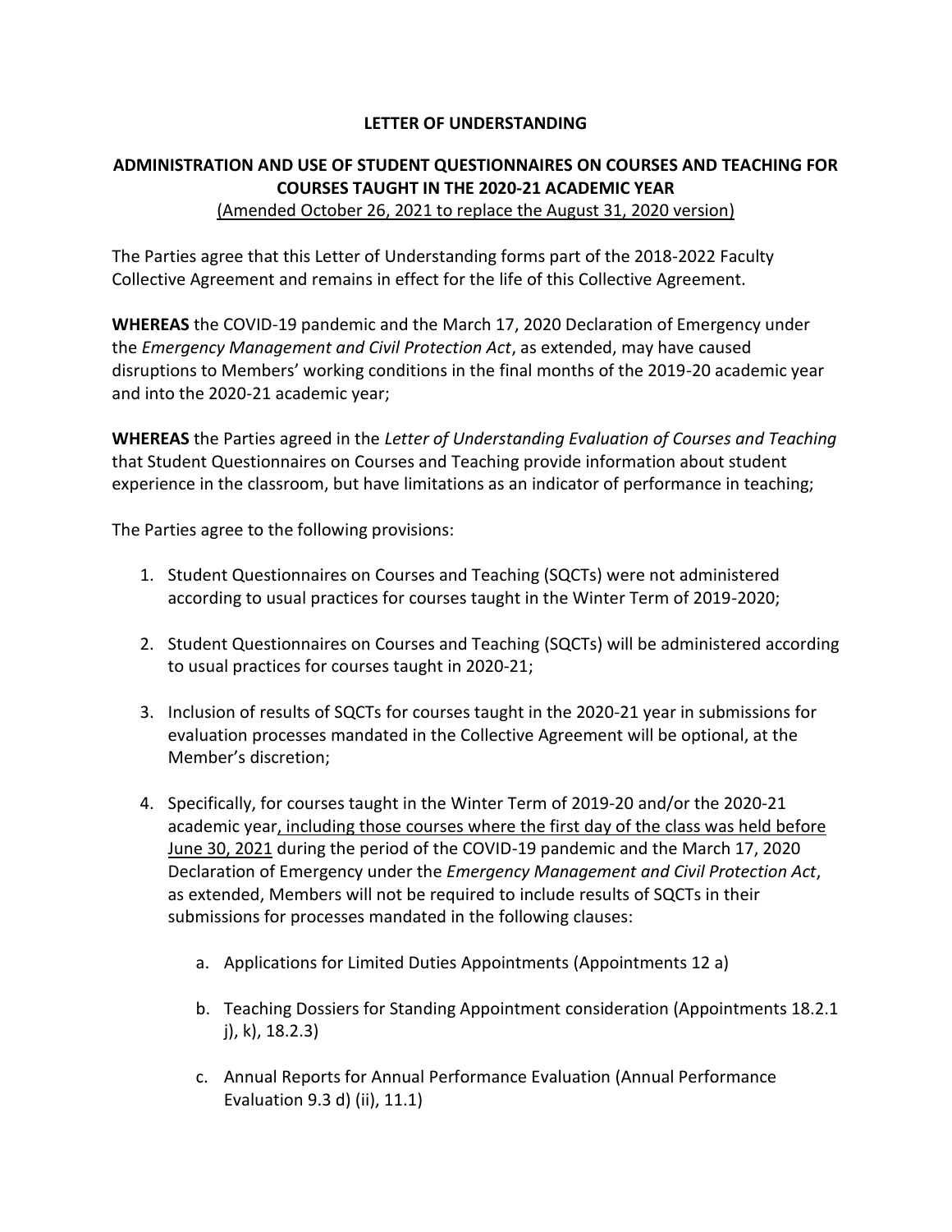**LETTER OF UNDERSTANDING**

**ADMINISTRATION AND USE OF STUDENT QUESTIONNAIRES ON COURSES AND TEACHING FOR COURSES TAUGHT IN THE 2020-21 ACADEMIC YEAR**

<u>(Amended October 26, 2021 to replace the August 31, 2020 version)</u>

The Parties agree that this Letter of Understanding forms part of the 2018-2022 Faculty Collective Agreement and remains in effect for the life of this Collective Agreement.

**WHEREAS** the COVID-19 pandemic and the March 17, 2020 Declaration of Emergency under the *Emergency Management and Civil Protection Act*, as extended, may have caused disruptions to Members' working conditions in the final months of the 2019-20 academic year and into the 2020-21 academic year;

**WHEREAS** the Parties agreed in the *Letter of Understanding Evaluation of Courses and Teaching* that Student Questionnaires on Courses and Teaching provide information about student experience in the classroom, but have limitations as an indicator of performance in teaching;

The Parties agree to the following provisions:

1. Student Questionnaires on Courses and Teaching (SQCTs) were not administered according to usual practices for courses taught in the Winter Term of 2019-2020;

2. Student Questionnaires on Courses and Teaching (SQCTs) will be administered according to usual practices for courses taught in 2020-21;

3. Inclusion of results of SQCTs for courses taught in the 2020-21 year in submissions for evaluation processes mandated in the Collective Agreement will be optional, at the Member's discretion;

4. Specifically, for courses taught in the Winter Term of 2019-20 and/or the 2020-21 academic year<u>, including those courses where the first day of the class was held before June 30, 2021</u> during the period of the COVID-19 pandemic and the March 17, 2020 Declaration of Emergency under the *Emergency Management and Civil Protection Act*, as extended, Members will not be required to include results of SQCTs in their submissions for processes mandated in the following clauses:

   a. Applications for Limited Duties Appointments (Appointments 12 a)

   b. Teaching Dossiers for Standing Appointment consideration (Appointments 18.2.1 j), k), 18.2.3)

   c. Annual Reports for Annual Performance Evaluation (Annual Performance Evaluation 9.3 d) (ii), 11.1)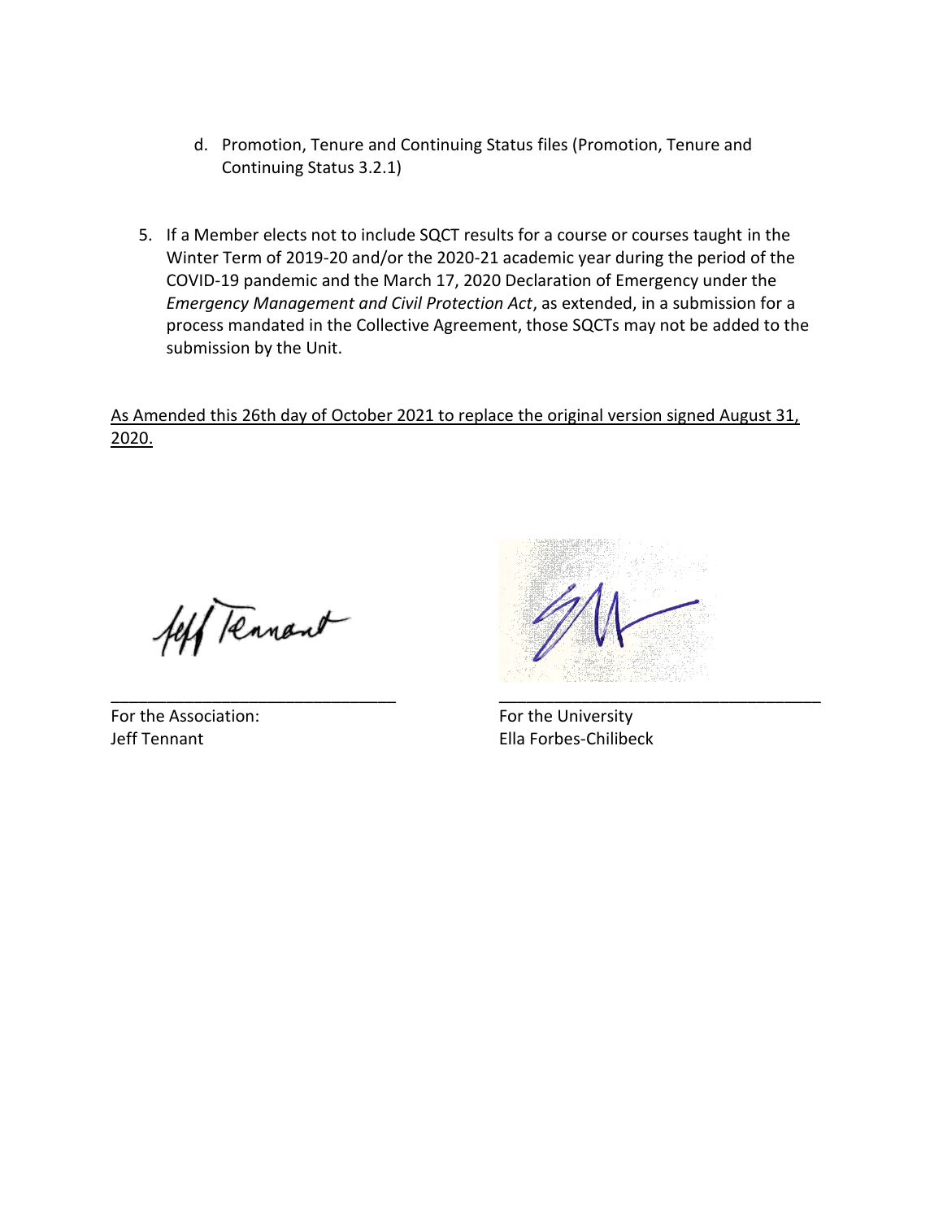d. Promotion, Tenure and Continuing Status files (Promotion, Tenure and Continuing Status 3.2.1)

5. If a Member elects not to include SQCT results for a course or courses taught in the Winter Term of 2019-20 and/or the 2020-21 academic year during the period of the COVID-19 pandemic and the March 17, 2020 Declaration of Emergency under the *Emergency Management and Civil Protection Act*, as extended, in a submission for a process mandated in the Collective Agreement, those SQCTs may not be added to the submission by the Unit.

<u>As Amended this 26th day of October 2021 to replace the original version signed August 31, 2020.</u>

| | |
|---|---|
| \_\_\_\_\_\_\_\_\_\_\_\_\_\_\_\_\_\_\_\_\_\_\_\_\_\_\_\_\_\_ | \_\_\_\_\_\_\_\_\_\_\_\_\_\_\_\_\_\_\_\_\_\_\_\_\_\_\_\_\_\_ |
| For the Association: | For the University |
| Jeff Tennant | Ella Forbes-Chilibeck |